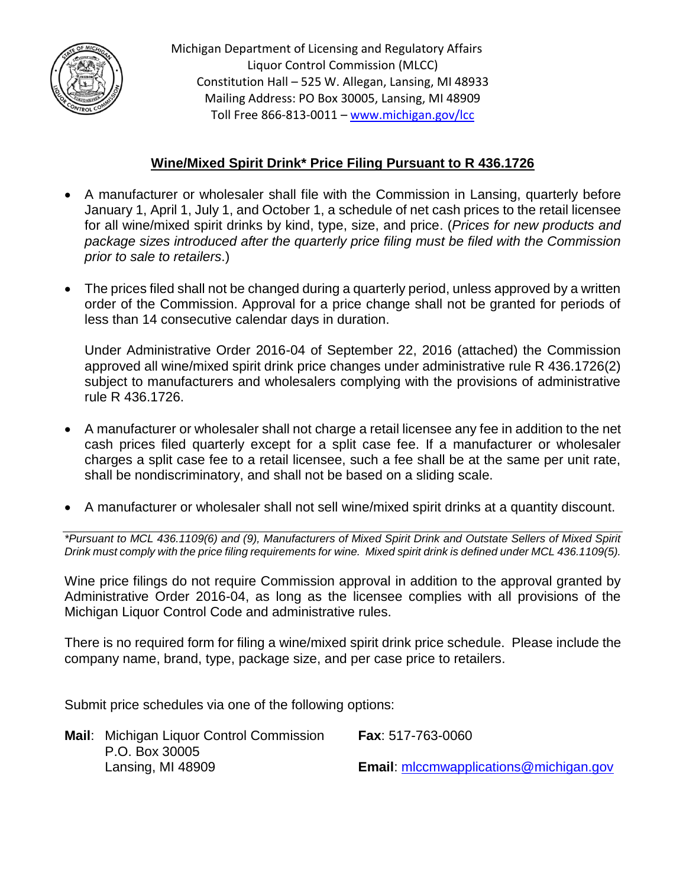Michigan Department of Licensing and Regulatory Affairs
Liquor Control Commission (MLCC)
Constitution Hall – 525 W. Allegan, Lansing, MI 48933
Mailing Address: PO Box 30005, Lansing, MI 48909
Toll Free 866-813-0011 – www.michigan.gov/lcc

## Wine/Mixed Spirit Drink* Price Filing Pursuant to R 436.1726

- A manufacturer or wholesaler shall file with the Commission in Lansing, quarterly before January 1, April 1, July 1, and October 1, a schedule of net cash prices to the retail licensee for all wine/mixed spirit drinks by kind, type, size, and price. (*Prices for new products and package sizes introduced after the quarterly price filing must be filed with the Commission prior to sale to retailers*.)

- The prices filed shall not be changed during a quarterly period, unless approved by a written order of the Commission. Approval for a price change shall not be granted for periods of less than 14 consecutive calendar days in duration.

  Under Administrative Order 2016-04 of September 22, 2016 (attached) the Commission approved all wine/mixed spirit drink price changes under administrative rule R 436.1726(2) subject to manufacturers and wholesalers complying with the provisions of administrative rule R 436.1726.

- A manufacturer or wholesaler shall not charge a retail licensee any fee in addition to the net cash prices filed quarterly except for a split case fee. If a manufacturer or wholesaler charges a split case fee to a retail licensee, such a fee shall be at the same per unit rate, shall be nondiscriminatory, and shall not be based on a sliding scale.

- A manufacturer or wholesaler shall not sell wine/mixed spirit drinks at a quantity discount.

---

*\*Pursuant to MCL 436.1109(6) and (9), Manufacturers of Mixed Spirit Drink and Outstate Sellers of Mixed Spirit Drink must comply with the price filing requirements for wine. Mixed spirit drink is defined under MCL 436.1109(5).*

Wine price filings do not require Commission approval in addition to the approval granted by Administrative Order 2016-04, as long as the licensee complies with all provisions of the Michigan Liquor Control Code and administrative rules.

There is no required form for filing a wine/mixed spirit drink price schedule. Please include the company name, brand, type, package size, and per case price to retailers.

Submit price schedules via one of the following options:

**Mail**: Michigan Liquor Control Commission
P.O. Box 30005
Lansing, MI 48909

**Fax**: 517-763-0060

**Email**: mlccmwapplications@michigan.gov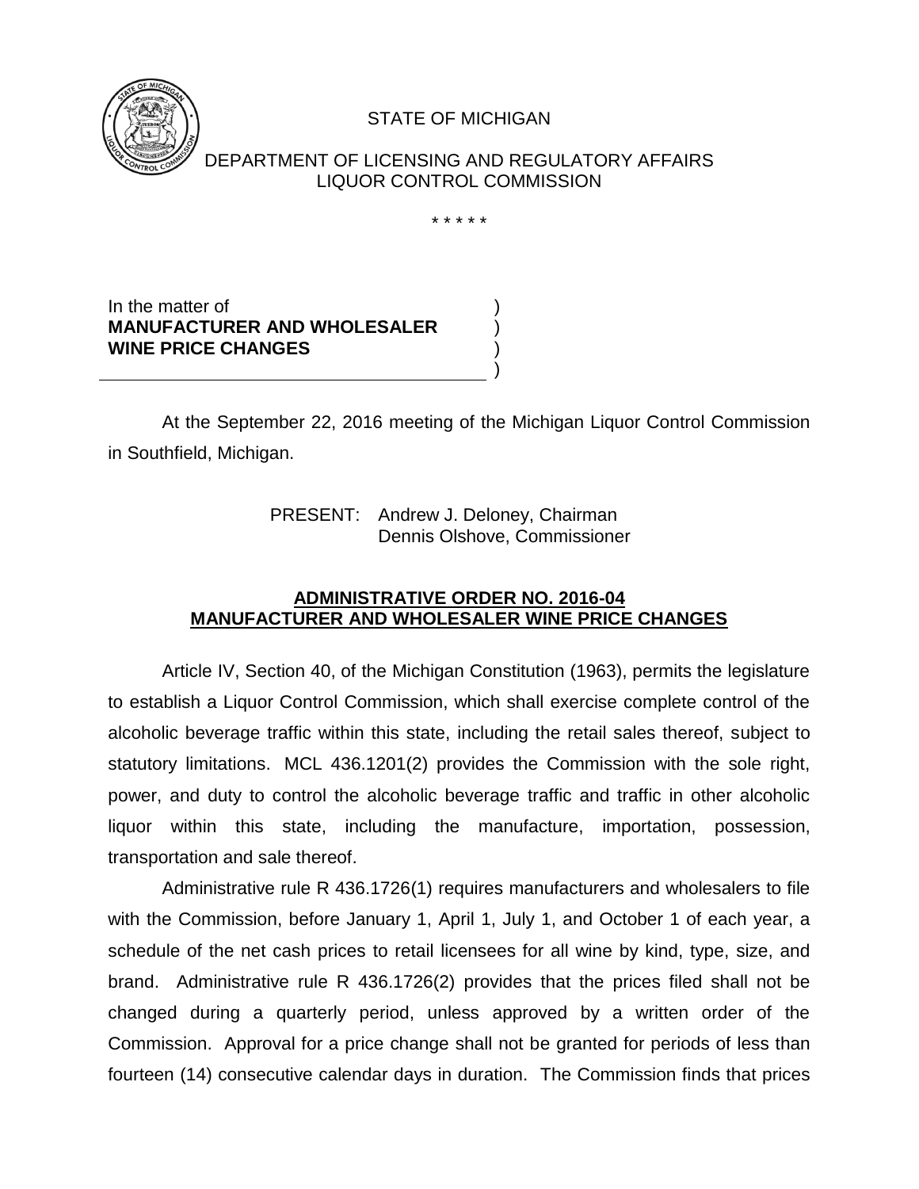STATE OF MICHIGAN

DEPARTMENT OF LICENSING AND REGULATORY AFFAIRS
LIQUOR CONTROL COMMISSION

\* \* \* \* \*

In the matter of )
**MANUFACTURER AND WHOLESALER** )
**WINE PRICE CHANGES** )
)

At the September 22, 2016 meeting of the Michigan Liquor Control Commission in Southfield, Michigan.

PRESENT: Andrew J. Deloney, Chairman
Dennis Olshove, Commissioner

## ADMINISTRATIVE ORDER NO. 2016-04
## MANUFACTURER AND WHOLESALER WINE PRICE CHANGES

Article IV, Section 40, of the Michigan Constitution (1963), permits the legislature to establish a Liquor Control Commission, which shall exercise complete control of the alcoholic beverage traffic within this state, including the retail sales thereof, subject to statutory limitations. MCL 436.1201(2) provides the Commission with the sole right, power, and duty to control the alcoholic beverage traffic and traffic in other alcoholic liquor within this state, including the manufacture, importation, possession, transportation and sale thereof.

Administrative rule R 436.1726(1) requires manufacturers and wholesalers to file with the Commission, before January 1, April 1, July 1, and October 1 of each year, a schedule of the net cash prices to retail licensees for all wine by kind, type, size, and brand. Administrative rule R 436.1726(2) provides that the prices filed shall not be changed during a quarterly period, unless approved by a written order of the Commission. Approval for a price change shall not be granted for periods of less than fourteen (14) consecutive calendar days in duration. The Commission finds that prices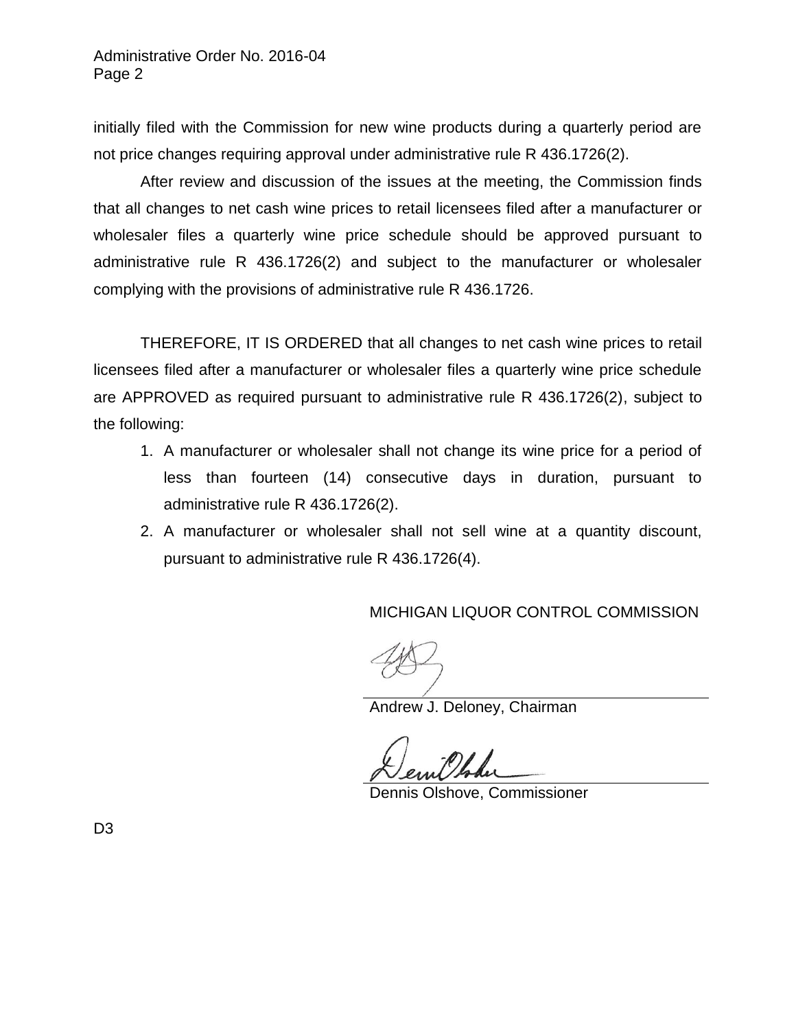initially filed with the Commission for new wine products during a quarterly period are not price changes requiring approval under administrative rule R 436.1726(2).

After review and discussion of the issues at the meeting, the Commission finds that all changes to net cash wine prices to retail licensees filed after a manufacturer or wholesaler files a quarterly wine price schedule should be approved pursuant to administrative rule R 436.1726(2) and subject to the manufacturer or wholesaler complying with the provisions of administrative rule R 436.1726.

THEREFORE, IT IS ORDERED that all changes to net cash wine prices to retail licensees filed after a manufacturer or wholesaler files a quarterly wine price schedule are APPROVED as required pursuant to administrative rule R 436.1726(2), subject to the following:

1. A manufacturer or wholesaler shall not change its wine price for a period of less than fourteen (14) consecutive days in duration, pursuant to administrative rule R 436.1726(2).
2. A manufacturer or wholesaler shall not sell wine at a quantity discount, pursuant to administrative rule R 436.1726(4).

MICHIGAN LIQUOR CONTROL COMMISSION

Andrew J. Deloney, Chairman

Dennis Olshove, Commissioner

D3